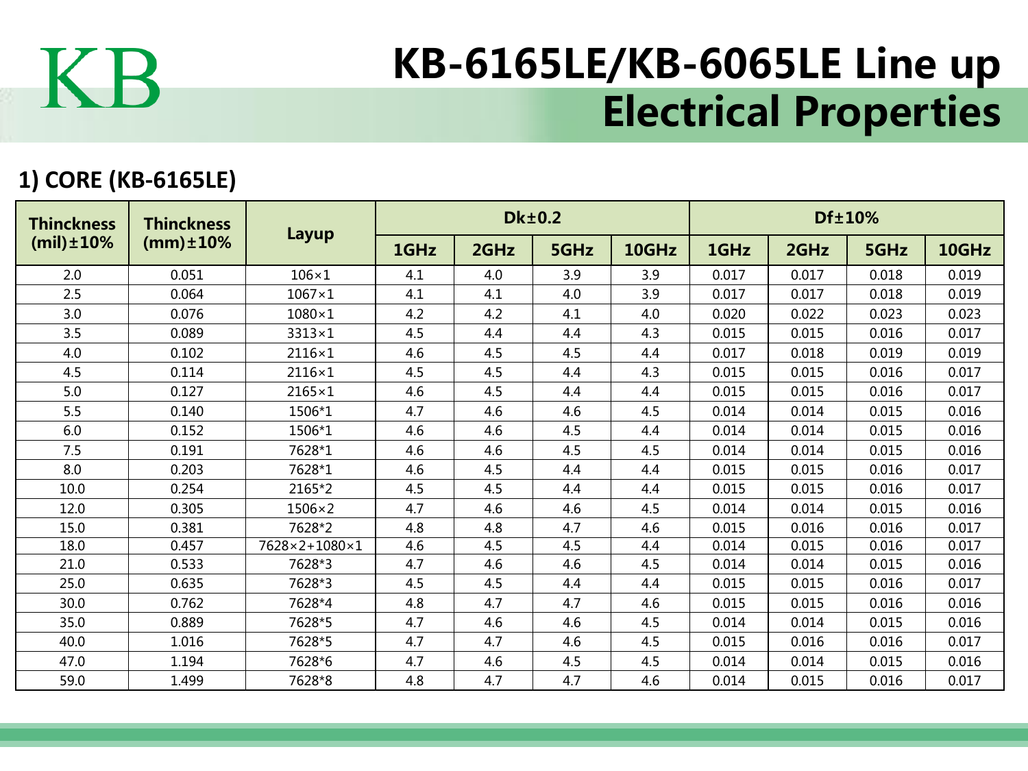# KB-6165LE/KB-6065LE Line up Electrical Properties

## 1) CORE (KB-6165LE)

| Thinckness (mil)±10% | Thinckness (mm)±10% | Layup | Dk±0.2 | | | | Df±10% | | | |
|---|---|---|---|---|---|---|---|---|---|---|
| | | | 1GHz | 2GHz | 5GHz | 10GHz | 1GHz | 2GHz | 5GHz | 10GHz |
| 2.0 | 0.051 | 106×1 | 4.1 | 4.0 | 3.9 | 3.9 | 0.017 | 0.017 | 0.018 | 0.019 |
| 2.5 | 0.064 | 1067×1 | 4.1 | 4.1 | 4.0 | 3.9 | 0.017 | 0.017 | 0.018 | 0.019 |
| 3.0 | 0.076 | 1080×1 | 4.2 | 4.2 | 4.1 | 4.0 | 0.020 | 0.022 | 0.023 | 0.023 |
| 3.5 | 0.089 | 3313×1 | 4.5 | 4.4 | 4.4 | 4.3 | 0.015 | 0.015 | 0.016 | 0.017 |
| 4.0 | 0.102 | 2116×1 | 4.6 | 4.5 | 4.5 | 4.4 | 0.017 | 0.018 | 0.019 | 0.019 |
| 4.5 | 0.114 | 2116×1 | 4.5 | 4.5 | 4.4 | 4.3 | 0.015 | 0.015 | 0.016 | 0.017 |
| 5.0 | 0.127 | 2165×1 | 4.6 | 4.5 | 4.4 | 4.4 | 0.015 | 0.015 | 0.016 | 0.017 |
| 5.5 | 0.140 | 1506*1 | 4.7 | 4.6 | 4.6 | 4.5 | 0.014 | 0.014 | 0.015 | 0.016 |
| 6.0 | 0.152 | 1506*1 | 4.6 | 4.6 | 4.5 | 4.4 | 0.014 | 0.014 | 0.015 | 0.016 |
| 7.5 | 0.191 | 7628*1 | 4.6 | 4.6 | 4.5 | 4.5 | 0.014 | 0.014 | 0.015 | 0.016 |
| 8.0 | 0.203 | 7628*1 | 4.6 | 4.5 | 4.4 | 4.4 | 0.015 | 0.015 | 0.016 | 0.017 |
| 10.0 | 0.254 | 2165*2 | 4.5 | 4.5 | 4.4 | 4.4 | 0.015 | 0.015 | 0.016 | 0.017 |
| 12.0 | 0.305 | 1506×2 | 4.7 | 4.6 | 4.6 | 4.5 | 0.014 | 0.014 | 0.015 | 0.016 |
| 15.0 | 0.381 | 7628*2 | 4.8 | 4.8 | 4.7 | 4.6 | 0.015 | 0.016 | 0.016 | 0.017 |
| 18.0 | 0.457 | 7628×2+1080×1 | 4.6 | 4.5 | 4.5 | 4.4 | 0.014 | 0.015 | 0.016 | 0.017 |
| 21.0 | 0.533 | 7628*3 | 4.7 | 4.6 | 4.6 | 4.5 | 0.014 | 0.014 | 0.015 | 0.016 |
| 25.0 | 0.635 | 7628*3 | 4.5 | 4.5 | 4.4 | 4.4 | 0.015 | 0.015 | 0.016 | 0.017 |
| 30.0 | 0.762 | 7628*4 | 4.8 | 4.7 | 4.7 | 4.6 | 0.015 | 0.015 | 0.016 | 0.016 |
| 35.0 | 0.889 | 7628*5 | 4.7 | 4.6 | 4.6 | 4.5 | 0.014 | 0.014 | 0.015 | 0.016 |
| 40.0 | 1.016 | 7628*5 | 4.7 | 4.7 | 4.6 | 4.5 | 0.015 | 0.016 | 0.016 | 0.017 |
| 47.0 | 1.194 | 7628*6 | 4.7 | 4.6 | 4.5 | 4.5 | 0.014 | 0.014 | 0.015 | 0.016 |
| 59.0 | 1.499 | 7628*8 | 4.8 | 4.7 | 4.7 | 4.6 | 0.014 | 0.015 | 0.016 | 0.017 |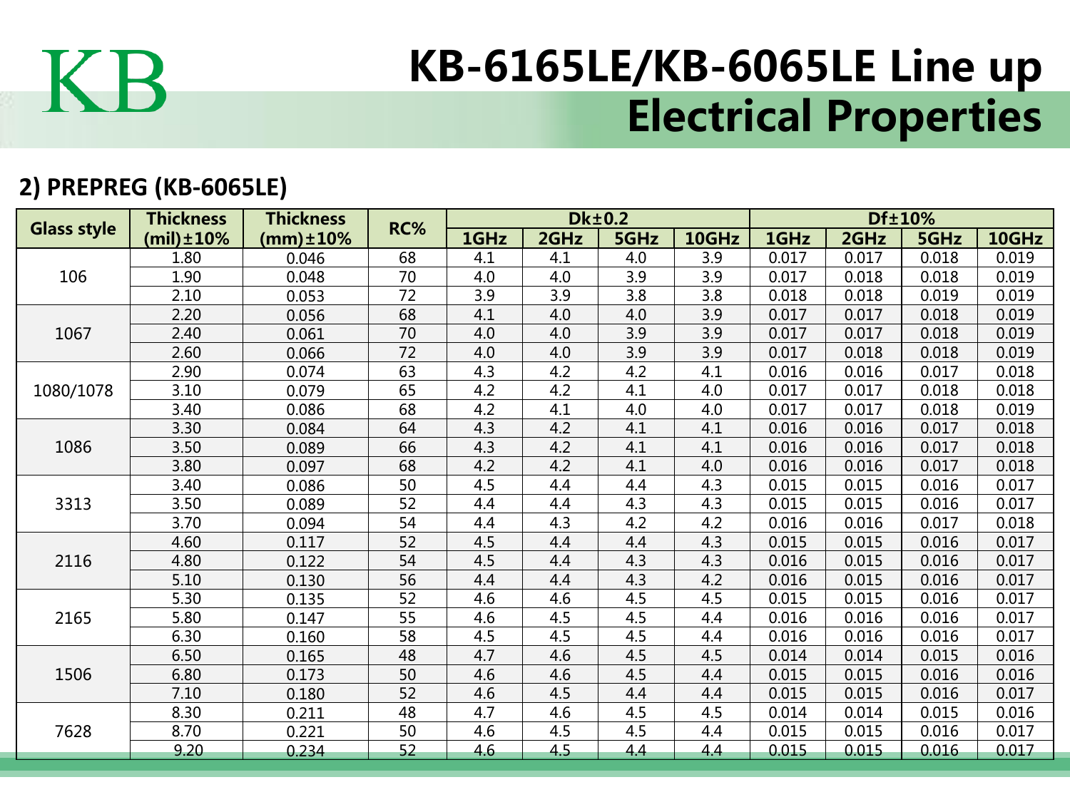KB

# KB-6165LE/KB-6065LE Line up Electrical Properties

## 2) PREPREG (KB-6065LE)

| Glass style | Thickness (mil)±10% | Thickness (mm)±10% | RC% | Dk±0.2 | | | | Df±10% | | | |
|---|---|---|---|---|---|---|---|---|---|---|---|
| | | | | 1GHz | 2GHz | 5GHz | 10GHz | 1GHz | 2GHz | 5GHz | 10GHz |
| 106 | 1.80 | 0.046 | 68 | 4.1 | 4.1 | 4.0 | 3.9 | 0.017 | 0.017 | 0.018 | 0.019 |
| | 1.90 | 0.048 | 70 | 4.0 | 4.0 | 3.9 | 3.9 | 0.017 | 0.018 | 0.018 | 0.019 |
| | 2.10 | 0.053 | 72 | 3.9 | 3.9 | 3.8 | 3.8 | 0.018 | 0.018 | 0.019 | 0.019 |
| 1067 | 2.20 | 0.056 | 68 | 4.1 | 4.0 | 4.0 | 3.9 | 0.017 | 0.017 | 0.018 | 0.019 |
| | 2.40 | 0.061 | 70 | 4.0 | 4.0 | 3.9 | 3.9 | 0.017 | 0.017 | 0.018 | 0.019 |
| | 2.60 | 0.066 | 72 | 4.0 | 4.0 | 3.9 | 3.9 | 0.017 | 0.018 | 0.018 | 0.019 |
| 1080/1078 | 2.90 | 0.074 | 63 | 4.3 | 4.2 | 4.2 | 4.1 | 0.016 | 0.016 | 0.017 | 0.018 |
| | 3.10 | 0.079 | 65 | 4.2 | 4.2 | 4.1 | 4.0 | 0.017 | 0.017 | 0.018 | 0.018 |
| | 3.40 | 0.086 | 68 | 4.2 | 4.1 | 4.0 | 4.0 | 0.017 | 0.017 | 0.018 | 0.019 |
| 1086 | 3.30 | 0.084 | 64 | 4.3 | 4.2 | 4.1 | 4.1 | 0.016 | 0.016 | 0.017 | 0.018 |
| | 3.50 | 0.089 | 66 | 4.3 | 4.2 | 4.1 | 4.1 | 0.016 | 0.016 | 0.017 | 0.018 |
| | 3.80 | 0.097 | 68 | 4.2 | 4.2 | 4.1 | 4.0 | 0.016 | 0.016 | 0.017 | 0.018 |
| 3313 | 3.40 | 0.086 | 50 | 4.5 | 4.4 | 4.4 | 4.3 | 0.015 | 0.015 | 0.016 | 0.017 |
| | 3.50 | 0.089 | 52 | 4.4 | 4.4 | 4.3 | 4.3 | 0.015 | 0.015 | 0.016 | 0.017 |
| | 3.70 | 0.094 | 54 | 4.4 | 4.3 | 4.2 | 4.2 | 0.016 | 0.016 | 0.017 | 0.018 |
| 2116 | 4.60 | 0.117 | 52 | 4.5 | 4.4 | 4.4 | 4.3 | 0.015 | 0.015 | 0.016 | 0.017 |
| | 4.80 | 0.122 | 54 | 4.5 | 4.4 | 4.3 | 4.3 | 0.016 | 0.015 | 0.016 | 0.017 |
| | 5.10 | 0.130 | 56 | 4.4 | 4.4 | 4.3 | 4.2 | 0.016 | 0.015 | 0.016 | 0.017 |
| 2165 | 5.30 | 0.135 | 52 | 4.6 | 4.6 | 4.5 | 4.5 | 0.015 | 0.015 | 0.016 | 0.017 |
| | 5.80 | 0.147 | 55 | 4.6 | 4.5 | 4.5 | 4.4 | 0.016 | 0.016 | 0.016 | 0.017 |
| | 6.30 | 0.160 | 58 | 4.5 | 4.5 | 4.5 | 4.4 | 0.016 | 0.016 | 0.016 | 0.017 |
| 1506 | 6.50 | 0.165 | 48 | 4.7 | 4.6 | 4.5 | 4.5 | 0.014 | 0.014 | 0.015 | 0.016 |
| | 6.80 | 0.173 | 50 | 4.6 | 4.6 | 4.5 | 4.4 | 0.015 | 0.015 | 0.016 | 0.016 |
| | 7.10 | 0.180 | 52 | 4.6 | 4.5 | 4.4 | 4.4 | 0.015 | 0.015 | 0.016 | 0.017 |
| 7628 | 8.30 | 0.211 | 48 | 4.7 | 4.6 | 4.5 | 4.5 | 0.014 | 0.014 | 0.015 | 0.016 |
| | 8.70 | 0.221 | 50 | 4.6 | 4.5 | 4.5 | 4.4 | 0.015 | 0.015 | 0.016 | 0.017 |
| | 9.20 | 0.234 | 52 | 4.6 | 4.5 | 4.4 | 4.4 | 0.015 | 0.015 | 0.016 | 0.017 |